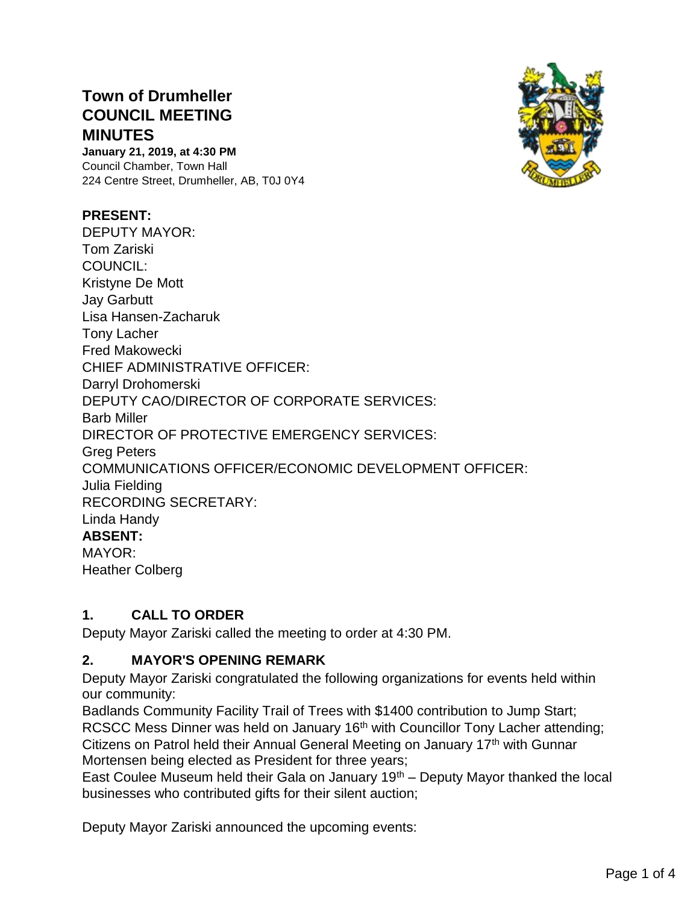# Town of Drumheller COUNCIL MEETING MINUTES

**January 21, 2019, at 4:30 PM**
Council Chamber, Town Hall
224 Centre Street, Drumheller, AB, T0J 0Y4

**PRESENT:**
DEPUTY MAYOR:
Tom Zariski
COUNCIL:
Kristyne De Mott
Jay Garbutt
Lisa Hansen-Zacharuk
Tony Lacher
Fred Makowecki
CHIEF ADMINISTRATIVE OFFICER:
Darryl Drohomerski
DEPUTY CAO/DIRECTOR OF CORPORATE SERVICES:
Barb Miller
DIRECTOR OF PROTECTIVE EMERGENCY SERVICES:
Greg Peters
COMMUNICATIONS OFFICER/ECONOMIC DEVELOPMENT OFFICER:
Julia Fielding
RECORDING SECRETARY:
Linda Handy
**ABSENT:**
MAYOR:
Heather Colberg

## 1. CALL TO ORDER

Deputy Mayor Zariski called the meeting to order at 4:30 PM.

## 2. MAYOR'S OPENING REMARK

Deputy Mayor Zariski congratulated the following organizations for events held within our community:
Badlands Community Facility Trail of Trees with $1400 contribution to Jump Start;
RCSCC Mess Dinner was held on January 16th with Councillor Tony Lacher attending;
Citizens on Patrol held their Annual General Meeting on January 17th with Gunnar Mortensen being elected as President for three years;
East Coulee Museum held their Gala on January 19th – Deputy Mayor thanked the local businesses who contributed gifts for their silent auction;

Deputy Mayor Zariski announced the upcoming events: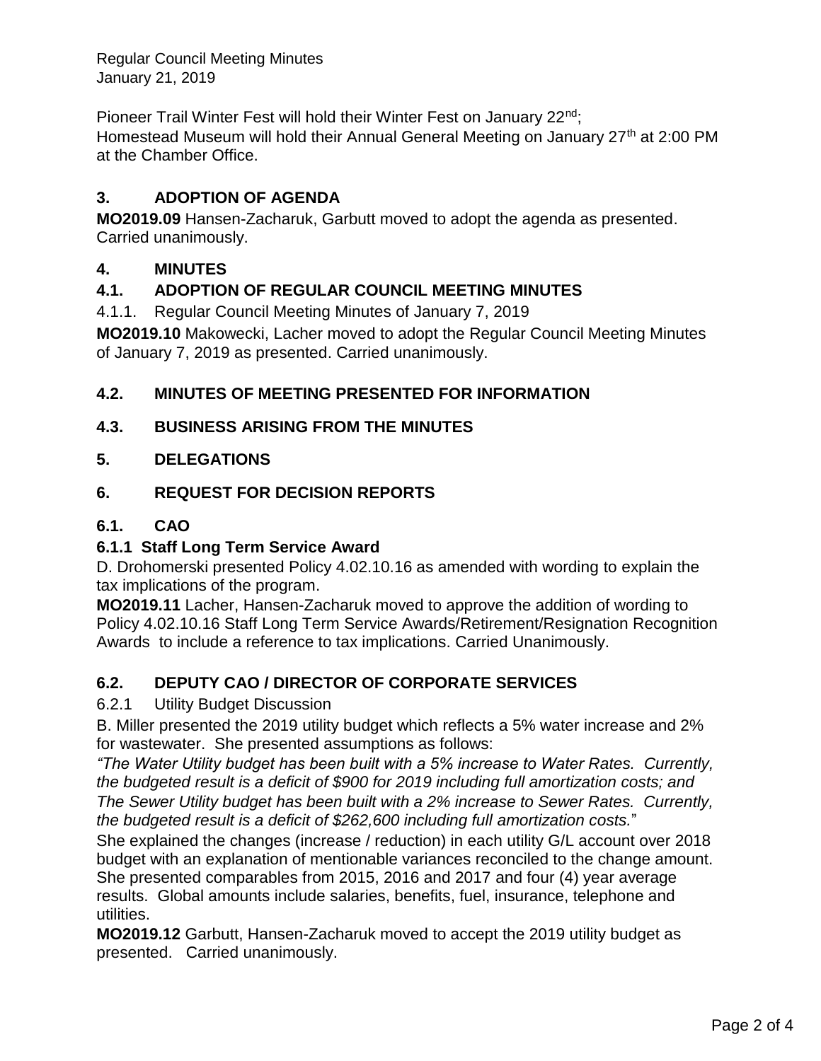Pioneer Trail Winter Fest will hold their Winter Fest on January 22nd;
Homestead Museum will hold their Annual General Meeting on January 27th at 2:00 PM at the Chamber Office.

## 3. ADOPTION OF AGENDA

**MO2019.09** Hansen-Zacharuk, Garbutt moved to adopt the agenda as presented. Carried unanimously.

## 4. MINUTES

## 4.1. ADOPTION OF REGULAR COUNCIL MEETING MINUTES

4.1.1. Regular Council Meeting Minutes of January 7, 2019

**MO2019.10** Makowecki, Lacher moved to adopt the Regular Council Meeting Minutes of January 7, 2019 as presented. Carried unanimously.

## 4.2. MINUTES OF MEETING PRESENTED FOR INFORMATION

## 4.3. BUSINESS ARISING FROM THE MINUTES

## 5. DELEGATIONS

## 6. REQUEST FOR DECISION REPORTS

## 6.1. CAO

### 6.1.1 Staff Long Term Service Award

D. Drohomerski presented Policy 4.02.10.16 as amended with wording to explain the tax implications of the program.

**MO2019.11** Lacher, Hansen-Zacharuk moved to approve the addition of wording to Policy 4.02.10.16 Staff Long Term Service Awards/Retirement/Resignation Recognition Awards to include a reference to tax implications. Carried Unanimously.

## 6.2. DEPUTY CAO / DIRECTOR OF CORPORATE SERVICES

6.2.1 Utility Budget Discussion

B. Miller presented the 2019 utility budget which reflects a 5% water increase and 2% for wastewater. She presented assumptions as follows:

*"The Water Utility budget has been built with a 5% increase to Water Rates. Currently, the budgeted result is a deficit of $900 for 2019 including full amortization costs; and The Sewer Utility budget has been built with a 2% increase to Sewer Rates. Currently, the budgeted result is a deficit of $262,600 including full amortization costs.*"

She explained the changes (increase / reduction) in each utility G/L account over 2018 budget with an explanation of mentionable variances reconciled to the change amount. She presented comparables from 2015, 2016 and 2017 and four (4) year average results. Global amounts include salaries, benefits, fuel, insurance, telephone and utilities.

**MO2019.12** Garbutt, Hansen-Zacharuk moved to accept the 2019 utility budget as presented. Carried unanimously.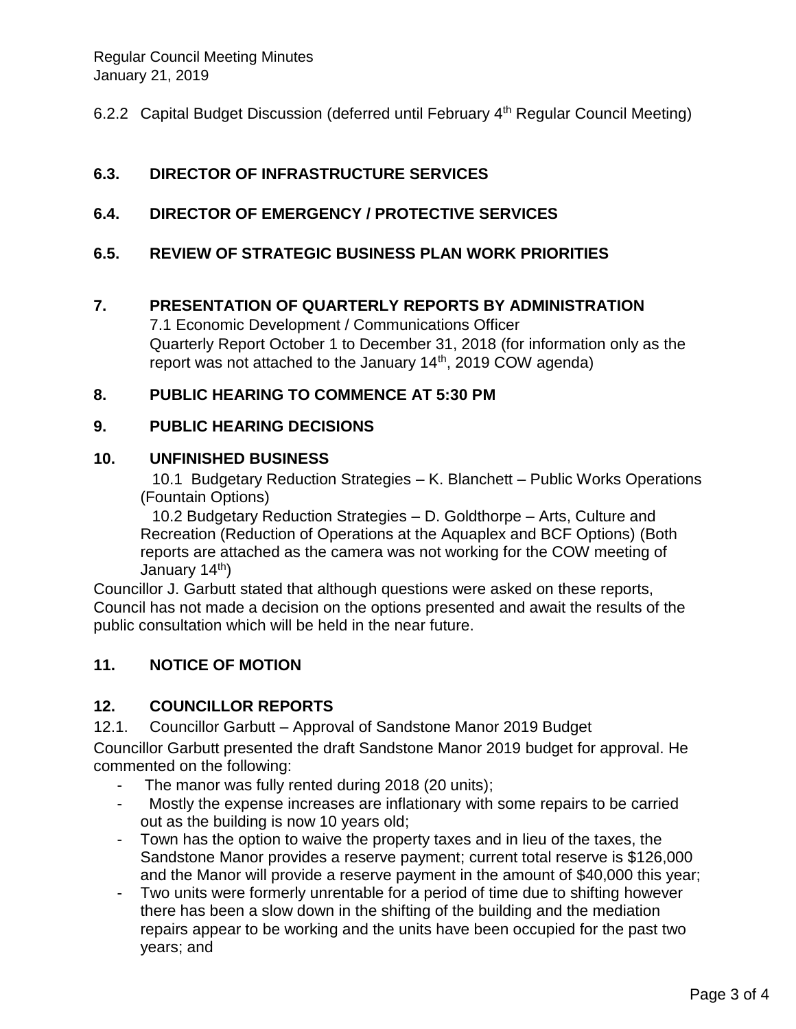6.2.2 Capital Budget Discussion (deferred until February 4th Regular Council Meeting)

## 6.3. DIRECTOR OF INFRASTRUCTURE SERVICES

## 6.4. DIRECTOR OF EMERGENCY / PROTECTIVE SERVICES

## 6.5. REVIEW OF STRATEGIC BUSINESS PLAN WORK PRIORITIES

## 7. PRESENTATION OF QUARTERLY REPORTS BY ADMINISTRATION

7.1 Economic Development / Communications Officer
Quarterly Report October 1 to December 31, 2018 (for information only as the report was not attached to the January 14th, 2019 COW agenda)

## 8. PUBLIC HEARING TO COMMENCE AT 5:30 PM

## 9. PUBLIC HEARING DECISIONS

## 10. UNFINISHED BUSINESS

10.1 Budgetary Reduction Strategies – K. Blanchett – Public Works Operations (Fountain Options)

10.2 Budgetary Reduction Strategies – D. Goldthorpe – Arts, Culture and Recreation (Reduction of Operations at the Aquaplex and BCF Options) (Both reports are attached as the camera was not working for the COW meeting of January 14th)

Councillor J. Garbutt stated that although questions were asked on these reports, Council has not made a decision on the options presented and await the results of the public consultation which will be held in the near future.

## 11. NOTICE OF MOTION

## 12. COUNCILLOR REPORTS

12.1. Councillor Garbutt – Approval of Sandstone Manor 2019 Budget

Councillor Garbutt presented the draft Sandstone Manor 2019 budget for approval. He commented on the following:

- The manor was fully rented during 2018 (20 units);
- Mostly the expense increases are inflationary with some repairs to be carried out as the building is now 10 years old;
- Town has the option to waive the property taxes and in lieu of the taxes, the Sandstone Manor provides a reserve payment; current total reserve is $126,000 and the Manor will provide a reserve payment in the amount of $40,000 this year;
- Two units were formerly unrentable for a period of time due to shifting however there has been a slow down in the shifting of the building and the mediation repairs appear to be working and the units have been occupied for the past two years; and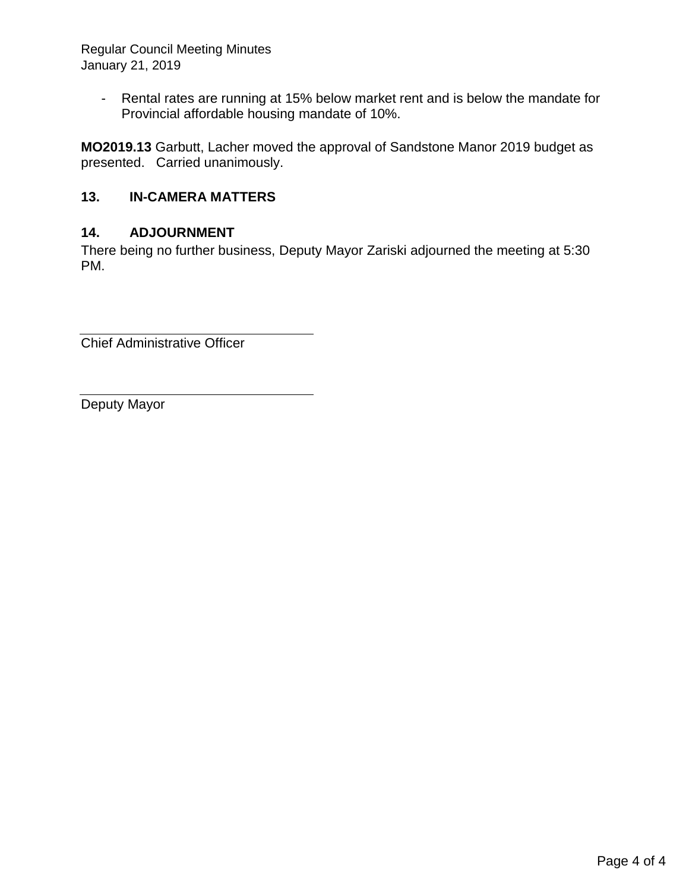- Rental rates are running at 15% below market rent and is below the mandate for Provincial affordable housing mandate of 10%.

**MO2019.13** Garbutt, Lacher moved the approval of Sandstone Manor 2019 budget as presented. Carried unanimously.

## 13. IN-CAMERA MATTERS

## 14. ADJOURNMENT

There being no further business, Deputy Mayor Zariski adjourned the meeting at 5:30 PM.

_______________________________
Chief Administrative Officer

_______________________________
Deputy Mayor